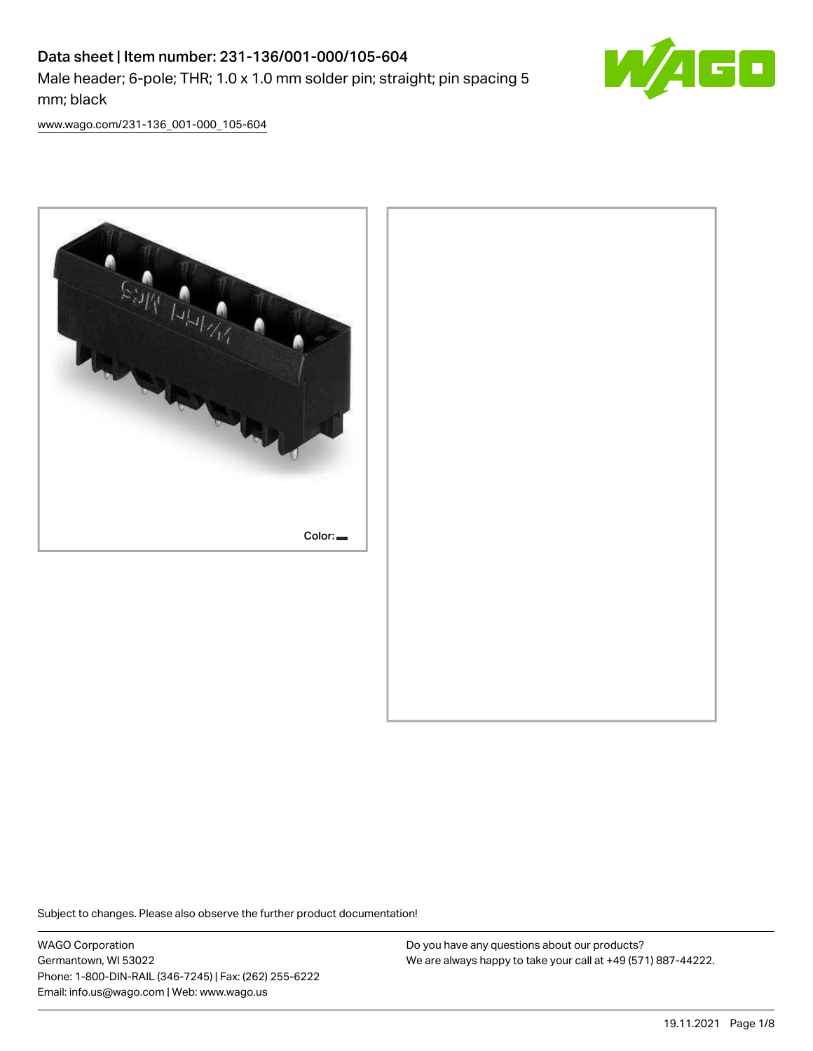# Data sheet | Item number: 231-136/001-000/105-604

Male header; 6-pole; THR; 1.0 x 1.0 mm solder pin; straight; pin spacing 5 mm; black

www.wago.com/231-136_001-000_105-604

Color:

Subject to changes. Please also observe the further product documentation!

WAGO Corporation
Germantown, WI 53022
Phone: 1-800-DIN-RAIL (346-7245) | Fax: (262) 255-6222
Email: info.us@wago.com | Web: www.wago.us

Do you have any questions about our products?
We are always happy to take your call at +49 (571) 887-44222.

19.11.2021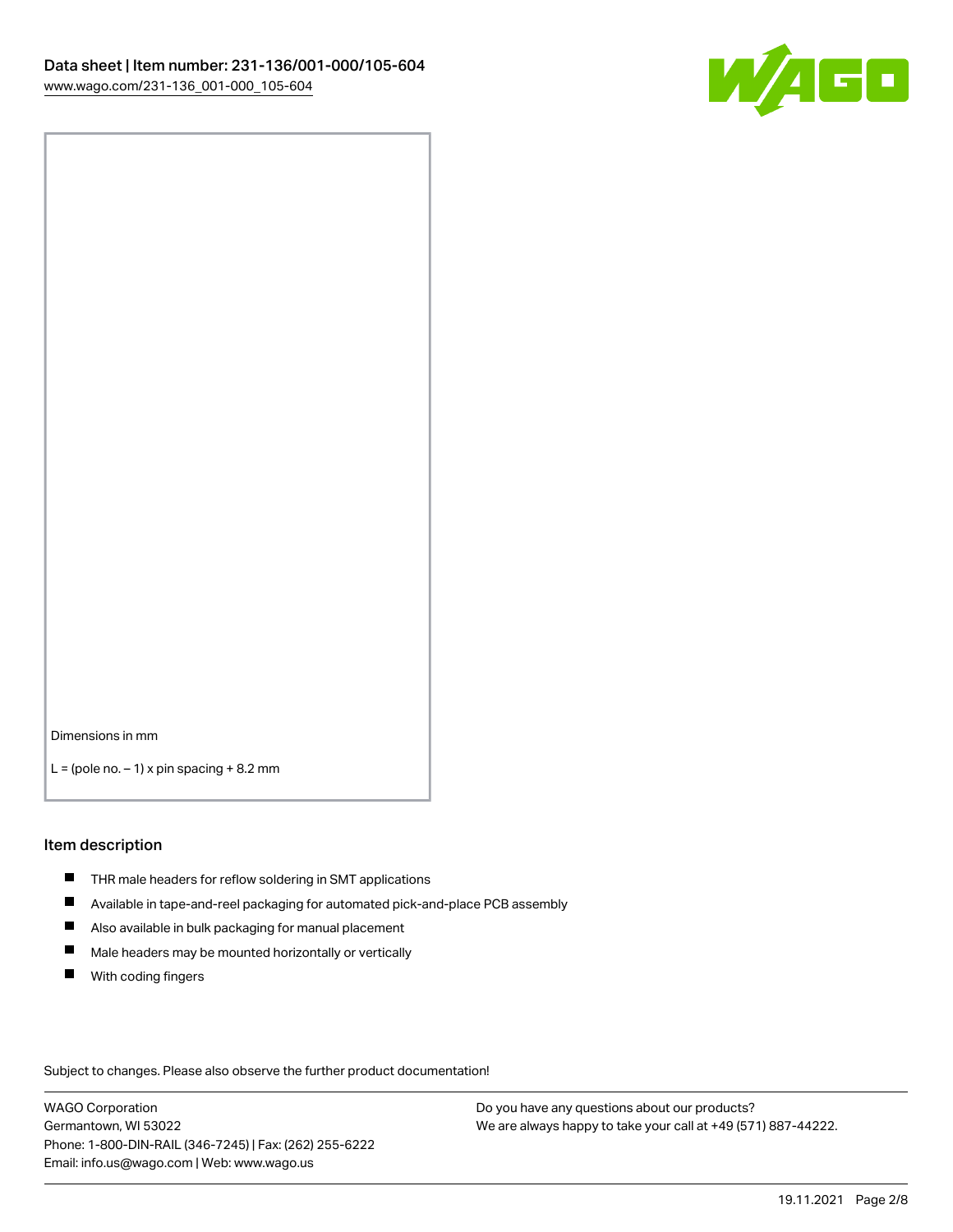Dimensions in mm

L = (pole no. – 1) x pin spacing + 8.2 mm

## Item description

- THR male headers for reflow soldering in SMT applications
- Available in tape-and-reel packaging for automated pick-and-place PCB assembly
- Also available in bulk packaging for manual placement
- Male headers may be mounted horizontally or vertically
- With coding fingers

Subject to changes. Please also observe the further product documentation!

WAGO Corporation
Germantown, WI 53022
Phone: 1-800-DIN-RAIL (346-7245) | Fax: (262) 255-6222
Email: info.us@wago.com | Web: www.wago.us

Do you have any questions about our products?
We are always happy to take your call at +49 (571) 887-44222.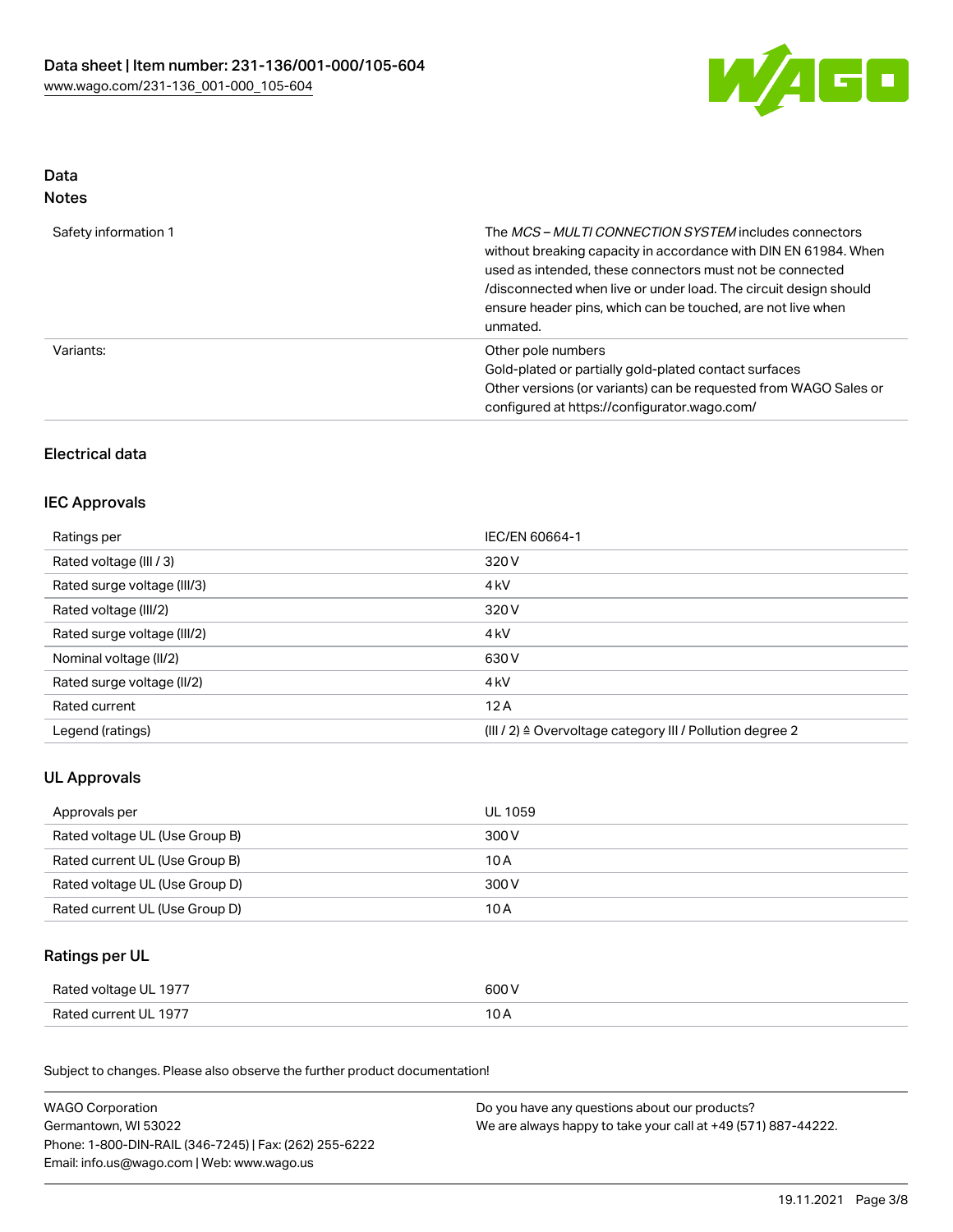## Data
### Notes

| | |
|---|---|
| Safety information 1 | The *MCS – MULTI CONNECTION SYSTEM* includes connectors without breaking capacity in accordance with DIN EN 61984. When used as intended, these connectors must not be connected /disconnected when live or under load. The circuit design should ensure header pins, which can be touched, are not live when unmated. |
| Variants: | Other pole numbers<br>Gold-plated or partially gold-plated contact surfaces<br>Other versions (or variants) can be requested from WAGO Sales or configured at https://configurator.wago.com/ |

## Electrical data

### IEC Approvals

| | |
|---|---|
| Ratings per | IEC/EN 60664-1 |
| Rated voltage (III / 3) | 320 V |
| Rated surge voltage (III/3) | 4 kV |
| Rated voltage (III/2) | 320 V |
| Rated surge voltage (III/2) | 4 kV |
| Nominal voltage (II/2) | 630 V |
| Rated surge voltage (II/2) | 4 kV |
| Rated current | 12 A |
| Legend (ratings) | (III / 2) ≙ Overvoltage category III / Pollution degree 2 |

### UL Approvals

| | |
|---|---|
| Approvals per | UL 1059 |
| Rated voltage UL (Use Group B) | 300 V |
| Rated current UL (Use Group B) | 10 A |
| Rated voltage UL (Use Group D) | 300 V |
| Rated current UL (Use Group D) | 10 A |

### Ratings per UL

| | |
|---|---|
| Rated voltage UL 1977 | 600 V |
| Rated current UL 1977 | 10 A |

Subject to changes. Please also observe the further product documentation!

WAGO Corporation
Germantown, WI 53022
Phone: 1-800-DIN-RAIL (346-7245) | Fax: (262) 255-6222
Email: info.us@wago.com | Web: www.wago.us

Do you have any questions about our products?
We are always happy to take your call at +49 (571) 887-44222.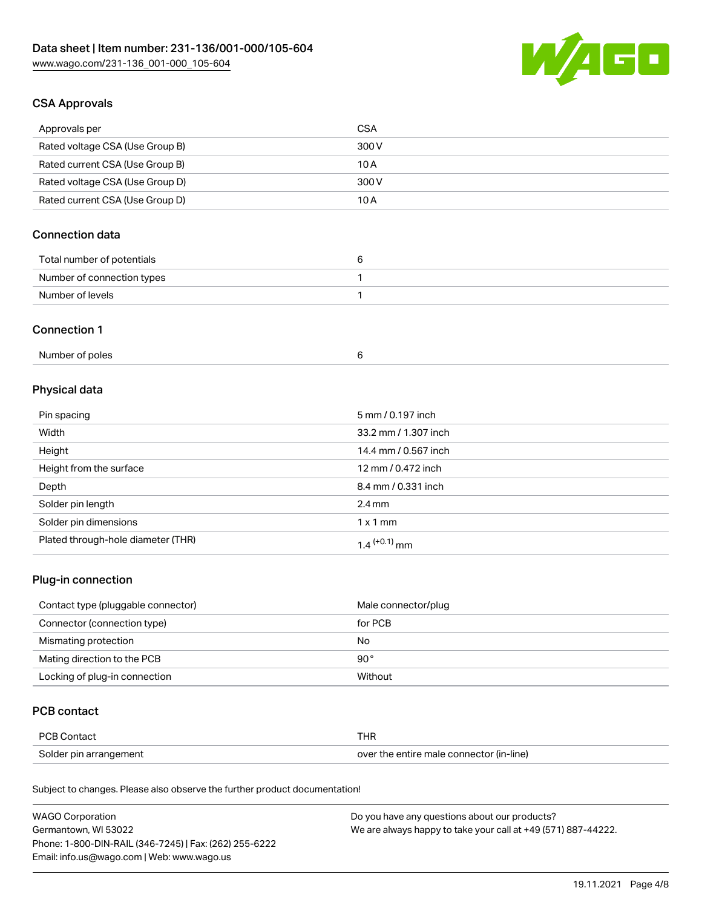## CSA Approvals

| Approvals per | CSA |
| --- | --- |
| Rated voltage CSA (Use Group B) | 300 V |
| Rated current CSA (Use Group B) | 10 A |
| Rated voltage CSA (Use Group D) | 300 V |
| Rated current CSA (Use Group D) | 10 A |

## Connection data

| Total number of potentials | 6 |
| --- | --- |
| Number of connection types | 1 |
| Number of levels | 1 |

## Connection 1

| Number of poles | 6 |
| --- | --- |

## Physical data

| Pin spacing | 5 mm / 0.197 inch |
| --- | --- |
| Width | 33.2 mm / 1.307 inch |
| Height | 14.4 mm / 0.567 inch |
| Height from the surface | 12 mm / 0.472 inch |
| Depth | 8.4 mm / 0.331 inch |
| Solder pin length | 2.4 mm |
| Solder pin dimensions | 1 x 1 mm |
| Plated through-hole diameter (THR) | $1.4^{(+0.1)}$ mm |

## Plug-in connection

| Contact type (pluggable connector) | Male connector/plug |
| --- | --- |
| Connector (connection type) | for PCB |
| Mismating protection | No |
| Mating direction to the PCB | 90 ° |
| Locking of plug-in connection | Without |

## PCB contact

| PCB Contact | THR |
| --- | --- |
| Solder pin arrangement | over the entire male connector (in-line) |

Subject to changes. Please also observe the further product documentation!

WAGO Corporation
Germantown, WI 53022
Phone: 1-800-DIN-RAIL (346-7245) | Fax: (262) 255-6222
Email: info.us@wago.com | Web: www.wago.us

Do you have any questions about our products?
We are always happy to take your call at +49 (571) 887-44222.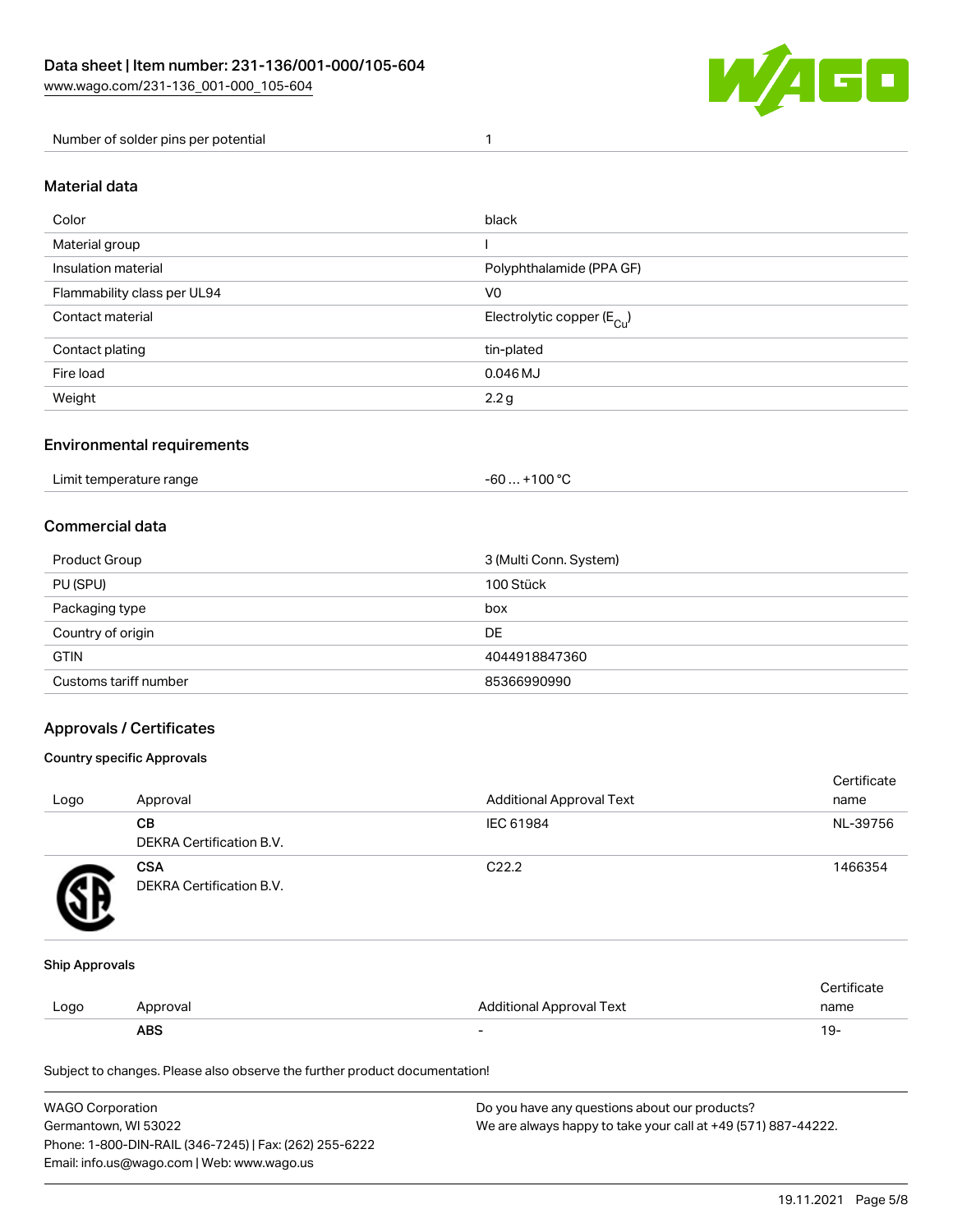| Number of solder pins per potential | 1 |
| --- | --- |

## Material data

| Color | black |
| --- | --- |
| Material group | I |
| Insulation material | Polyphthalamide (PPA GF) |
| Flammability class per UL94 | V0 |
| Contact material | Electrolytic copper ($E_{Cu}$) |
| Contact plating | tin-plated |
| Fire load | 0.046 MJ |
| Weight | 2.2 g |

## Environmental requirements

| Limit temperature range | -60 … +100 °C |
| --- | --- |

## Commercial data

| Product Group | 3 (Multi Conn. System) |
| --- | --- |
| PU (SPU) | 100 Stück |
| Packaging type | box |
| Country of origin | DE |
| GTIN | 4044918847360 |
| Customs tariff number | 85366990990 |

## Approvals / Certificates

### Country specific Approvals

| Logo | Approval | Additional Approval Text | Certificate name |
| --- | --- | --- | --- |
| | **CB**<br>DEKRA Certification B.V. | IEC 61984 | NL-39756 |
| | **CSA**<br>DEKRA Certification B.V. | C22.2 | 1466354 |

### Ship Approvals

| Logo | Approval | Additional Approval Text | Certificate name |
| --- | --- | --- | --- |
| | **ABS** | - | 19- |

Subject to changes. Please also observe the further product documentation!

WAGO Corporation
Germantown, WI 53022
Phone: 1-800-DIN-RAIL (346-7245) | Fax: (262) 255-6222
Email: info.us@wago.com | Web: www.wago.us

Do you have any questions about our products?
We are always happy to take your call at +49 (571) 887-44222.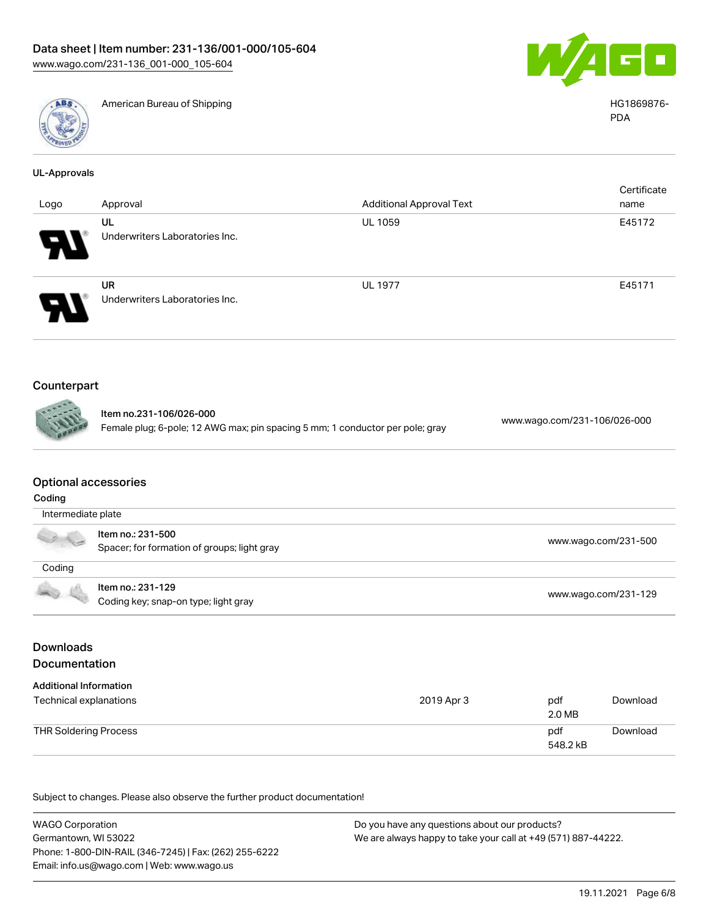| | American Bureau of Shipping | HG1869876-PDA |
|---|---|---|

### UL-Approvals

| Logo | Approval | Additional Approval Text | Certificate name |
|---|---|---|---|
| | UL<br>Underwriters Laboratories Inc. | UL 1059 | E45172 |
| | UR<br>Underwriters Laboratories Inc. | UL 1977 | E45171 |

## Counterpart

| | | |
|---|---|---|
| | **Item no.231-106/026-000**<br>Female plug; 6-pole; 12 AWG max; pin spacing 5 mm; 1 conductor per pole; gray | www.wago.com/231-106/026-000 |

## Optional accessories

**Coding**

| Intermediate plate | | |
|---|---|---|
| | **Item no.: 231-500**<br>Spacer; for formation of groups; light gray | www.wago.com/231-500 |

| Coding | | |
|---|---|---|
| | **Item no.: 231-129**<br>Coding key; snap-on type; light gray | www.wago.com/231-129 |

## Downloads

## Documentation

**Additional Information**

| | | | |
|---|---|---|---|
| Technical explanations | 2019 Apr 3 | pdf<br>2.0 MB | Download |
| THR Soldering Process | | pdf<br>548.2 kB | Download |

Subject to changes. Please also observe the further product documentation!

WAGO Corporation
Germantown, WI 53022
Phone: 1-800-DIN-RAIL (346-7245) | Fax: (262) 255-6222
Email: info.us@wago.com | Web: www.wago.us

Do you have any questions about our products?
We are always happy to take your call at +49 (571) 887-44222.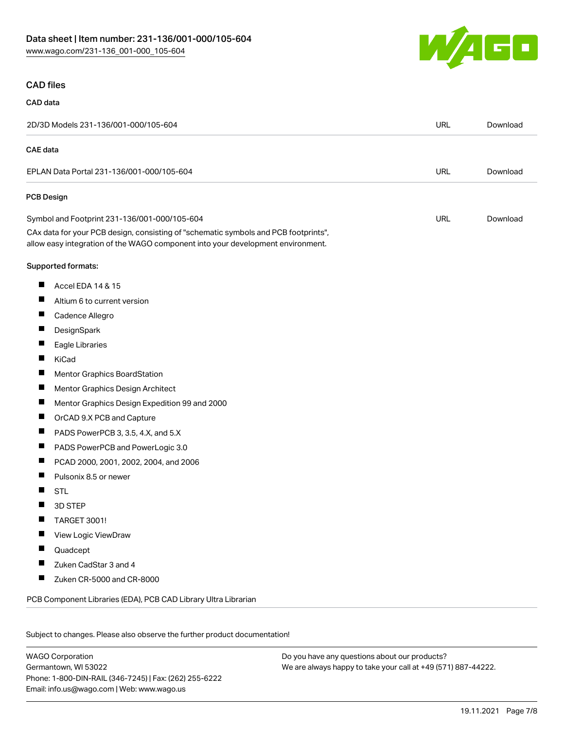## CAD files

### CAD data

| | | |
|---|---|---|
| 2D/3D Models 231-136/001-000/105-604 | URL | Download |

### CAE data

| | | |
|---|---|---|
| EPLAN Data Portal 231-136/001-000/105-604 | URL | Download |

### PCB Design

| | | |
|---|---|---|
| Symbol and Footprint 231-136/001-000/105-604 | URL | Download |

CAx data for your PCB design, consisting of "schematic symbols and PCB footprints", allow easy integration of the WAGO component into your development environment.

Supported formats:

- Accel EDA 14 & 15
- Altium 6 to current version
- Cadence Allegro
- DesignSpark
- Eagle Libraries
- KiCad
- Mentor Graphics BoardStation
- Mentor Graphics Design Architect
- Mentor Graphics Design Expedition 99 and 2000
- OrCAD 9.X PCB and Capture
- PADS PowerPCB 3, 3.5, 4.X, and 5.X
- PADS PowerPCB and PowerLogic 3.0
- PCAD 2000, 2001, 2002, 2004, and 2006
- Pulsonix 8.5 or newer
- STL
- 3D STEP
- TARGET 3001!
- View Logic ViewDraw
- Quadcept
- Zuken CadStar 3 and 4
- Zuken CR-5000 and CR-8000

PCB Component Libraries (EDA), PCB CAD Library Ultra Librarian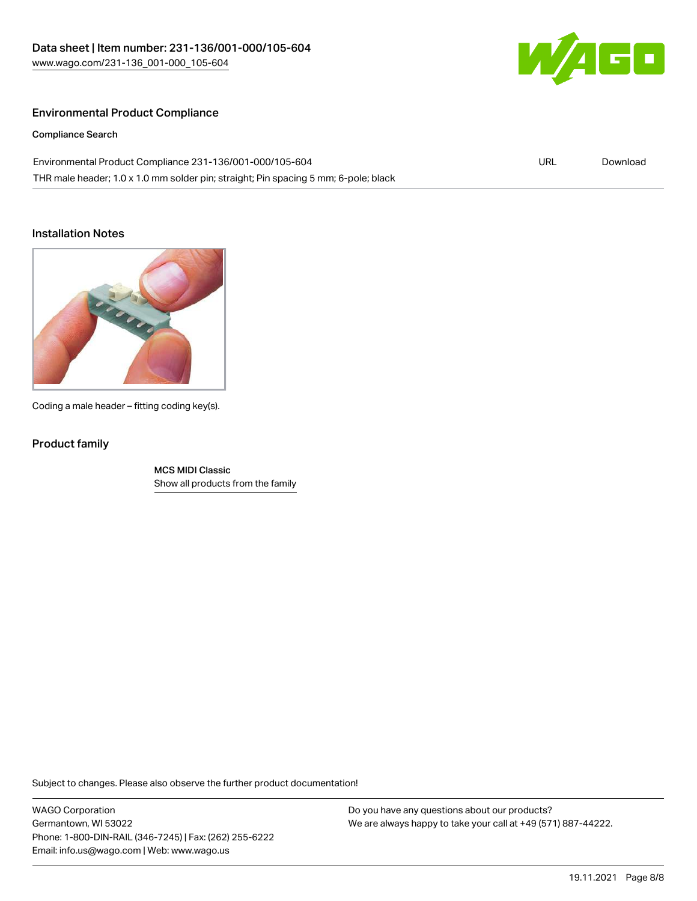## Environmental Product Compliance

### Compliance Search

| | | |
|---|---|---|
| Environmental Product Compliance 231-136/001-000/105-604<br>THR male header; 1.0 x 1.0 mm solder pin; straight; Pin spacing 5 mm; 6-pole; black | URL | Download |

## Installation Notes

Coding a male header – fitting coding key(s).

## Product family

MCS MIDI Classic
Show all products from the family

Subject to changes. Please also observe the further product documentation!

WAGO Corporation
Germantown, WI 53022
Phone: 1-800-DIN-RAIL (346-7245) | Fax: (262) 255-6222
Email: info.us@wago.com | Web: www.wago.us

Do you have any questions about our products?
We are always happy to take your call at +49 (571) 887-44222.